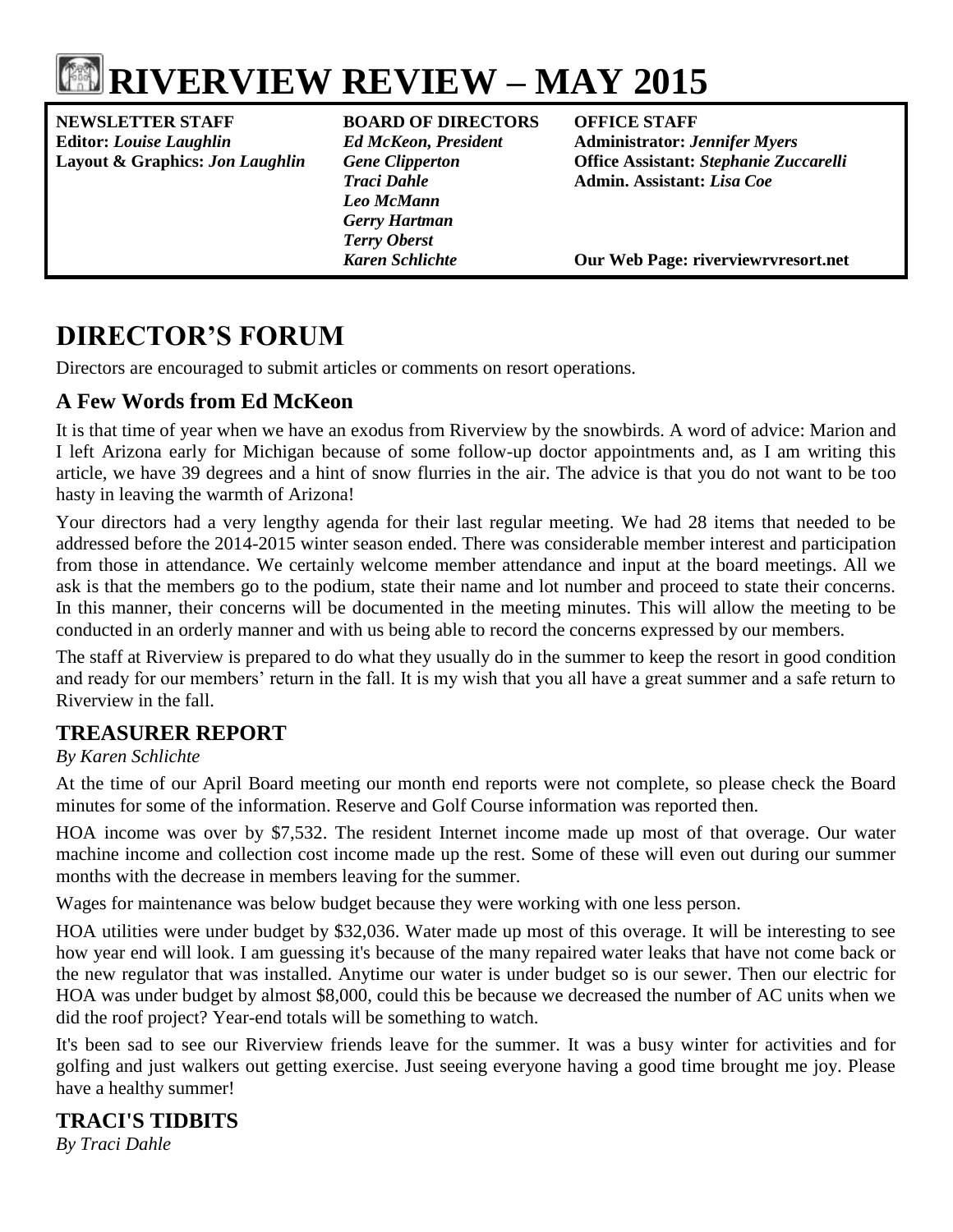# RIVERVIEW REVIEW – MAY 2015

**NEWSLETTER STAFF**
**Editor:** ***Louise Laughlin***
**Layout & Graphics:** ***Jon Laughlin***

**BOARD OF DIRECTORS**
***Ed McKeon, President***
***Gene Clipperton***
***Traci Dahle***
***Leo McMann***
***Gerry Hartman***
***Terry Oberst***
***Karen Schlichte***

**OFFICE STAFF**
**Administrator:** ***Jennifer Myers***
**Office Assistant:** ***Stephanie Zuccarelli***
**Admin. Assistant:** ***Lisa Coe***

**Our Web Page: riverviewrvresort.net**

## DIRECTOR'S FORUM

Directors are encouraged to submit articles or comments on resort operations.

### A Few Words from Ed McKeon

It is that time of year when we have an exodus from Riverview by the snowbirds. A word of advice: Marion and I left Arizona early for Michigan because of some follow-up doctor appointments and, as I am writing this article, we have 39 degrees and a hint of snow flurries in the air. The advice is that you do not want to be too hasty in leaving the warmth of Arizona!

Your directors had a very lengthy agenda for their last regular meeting. We had 28 items that needed to be addressed before the 2014-2015 winter season ended. There was considerable member interest and participation from those in attendance. We certainly welcome member attendance and input at the board meetings. All we ask is that the members go to the podium, state their name and lot number and proceed to state their concerns. In this manner, their concerns will be documented in the meeting minutes. This will allow the meeting to be conducted in an orderly manner and with us being able to record the concerns expressed by our members.

The staff at Riverview is prepared to do what they usually do in the summer to keep the resort in good condition and ready for our members' return in the fall. It is my wish that you all have a great summer and a safe return to Riverview in the fall.

### TREASURER REPORT

*By Karen Schlichte*

At the time of our April Board meeting our month end reports were not complete, so please check the Board minutes for some of the information. Reserve and Golf Course information was reported then.

HOA income was over by $7,532. The resident Internet income made up most of that overage. Our water machine income and collection cost income made up the rest. Some of these will even out during our summer months with the decrease in members leaving for the summer.

Wages for maintenance was below budget because they were working with one less person.

HOA utilities were under budget by $32,036. Water made up most of this overage. It will be interesting to see how year end will look. I am guessing it's because of the many repaired water leaks that have not come back or the new regulator that was installed. Anytime our water is under budget so is our sewer. Then our electric for HOA was under budget by almost $8,000, could this be because we decreased the number of AC units when we did the roof project? Year-end totals will be something to watch.

It's been sad to see our Riverview friends leave for the summer. It was a busy winter for activities and for golfing and just walkers out getting exercise. Just seeing everyone having a good time brought me joy. Please have a healthy summer!

### TRACI'S TIDBITS

*By Traci Dahle*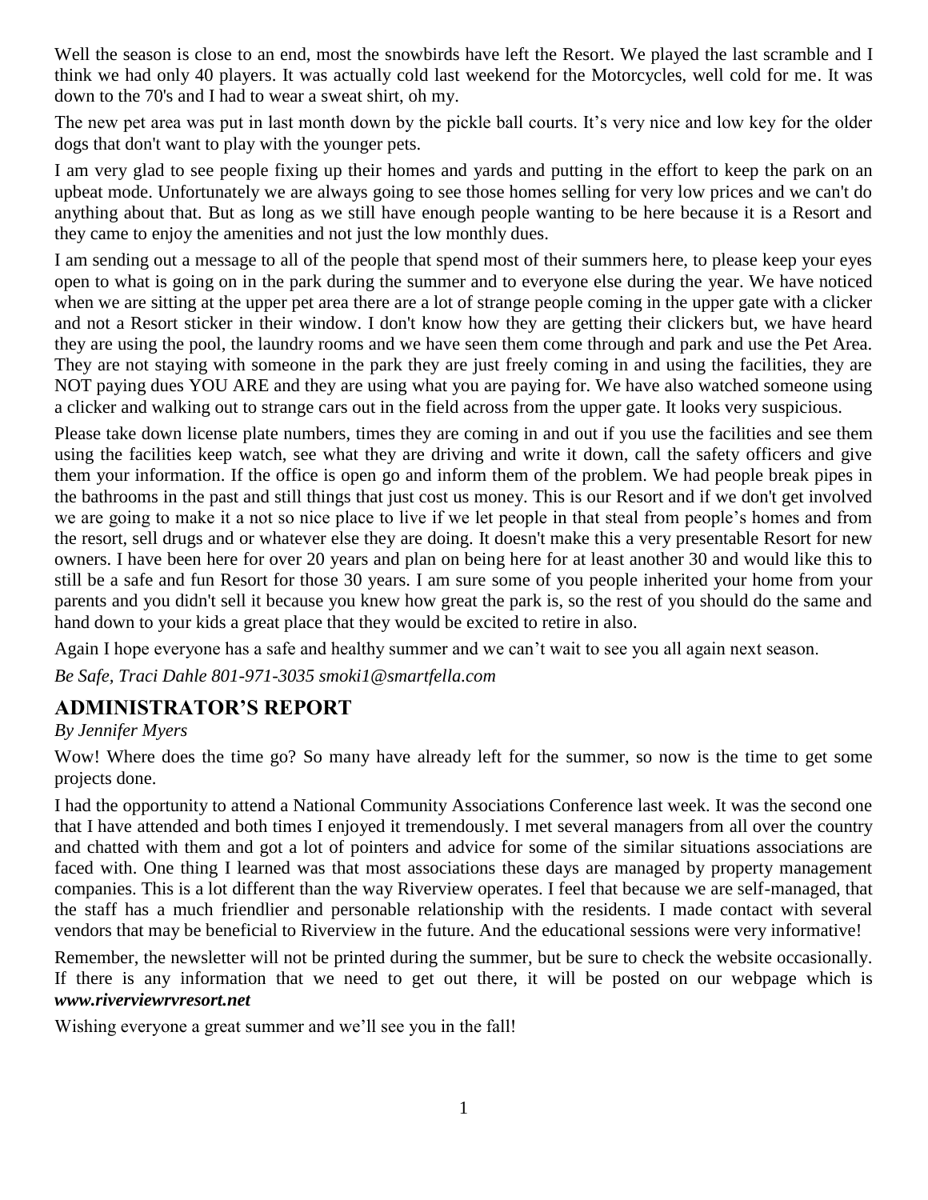Well the season is close to an end, most the snowbirds have left the Resort. We played the last scramble and I think we had only 40 players. It was actually cold last weekend for the Motorcycles, well cold for me. It was down to the 70's and I had to wear a sweat shirt, oh my.

The new pet area was put in last month down by the pickle ball courts. It's very nice and low key for the older dogs that don't want to play with the younger pets.

I am very glad to see people fixing up their homes and yards and putting in the effort to keep the park on an upbeat mode. Unfortunately we are always going to see those homes selling for very low prices and we can't do anything about that. But as long as we still have enough people wanting to be here because it is a Resort and they came to enjoy the amenities and not just the low monthly dues.

I am sending out a message to all of the people that spend most of their summers here, to please keep your eyes open to what is going on in the park during the summer and to everyone else during the year. We have noticed when we are sitting at the upper pet area there are a lot of strange people coming in the upper gate with a clicker and not a Resort sticker in their window. I don't know how they are getting their clickers but, we have heard they are using the pool, the laundry rooms and we have seen them come through and park and use the Pet Area. They are not staying with someone in the park they are just freely coming in and using the facilities, they are NOT paying dues YOU ARE and they are using what you are paying for. We have also watched someone using a clicker and walking out to strange cars out in the field across from the upper gate. It looks very suspicious.

Please take down license plate numbers, times they are coming in and out if you use the facilities and see them using the facilities keep watch, see what they are driving and write it down, call the safety officers and give them your information. If the office is open go and inform them of the problem. We had people break pipes in the bathrooms in the past and still things that just cost us money. This is our Resort and if we don't get involved we are going to make it a not so nice place to live if we let people in that steal from people's homes and from the resort, sell drugs and or whatever else they are doing. It doesn't make this a very presentable Resort for new owners. I have been here for over 20 years and plan on being here for at least another 30 and would like this to still be a safe and fun Resort for those 30 years. I am sure some of you people inherited your home from your parents and you didn't sell it because you knew how great the park is, so the rest of you should do the same and hand down to your kids a great place that they would be excited to retire in also.

Again I hope everyone has a safe and healthy summer and we can't wait to see you all again next season.

*Be Safe, Traci Dahle 801-971-3035 smoki1@smartfella.com*

## ADMINISTRATOR'S REPORT

*By Jennifer Myers*

Wow! Where does the time go? So many have already left for the summer, so now is the time to get some projects done.

I had the opportunity to attend a National Community Associations Conference last week. It was the second one that I have attended and both times I enjoyed it tremendously. I met several managers from all over the country and chatted with them and got a lot of pointers and advice for some of the similar situations associations are faced with. One thing I learned was that most associations these days are managed by property management companies. This is a lot different than the way Riverview operates. I feel that because we are self-managed, that the staff has a much friendlier and personable relationship with the residents. I made contact with several vendors that may be beneficial to Riverview in the future. And the educational sessions were very informative!

Remember, the newsletter will not be printed during the summer, but be sure to check the website occasionally. If there is any information that we need to get out there, it will be posted on our webpage which is ***www.riverviewrvresort.net***

Wishing everyone a great summer and we'll see you in the fall!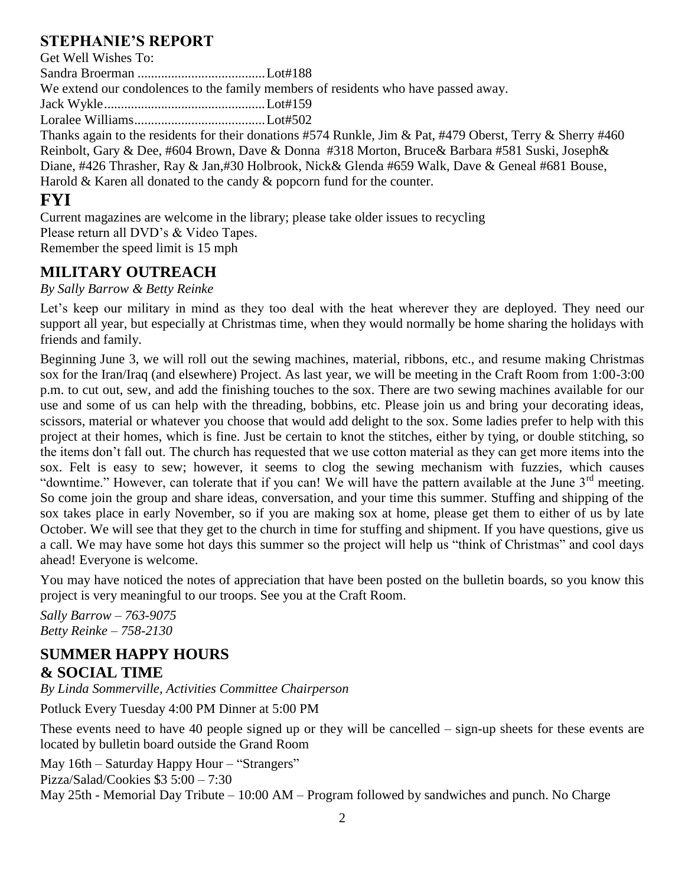## STEPHANIE'S REPORT

Get Well Wishes To:

Sandra Broerman ......................................Lot#188

We extend our condolences to the family members of residents who have passed away.

Jack Wykle................................................Lot#159

Loralee Williams.......................................Lot#502

Thanks again to the residents for their donations #574 Runkle, Jim & Pat, #479 Oberst, Terry & Sherry #460 Reinbolt, Gary & Dee, #604 Brown, Dave & Donna #318 Morton, Bruce& Barbara #581 Suski, Joseph& Diane, #426 Thrasher, Ray & Jan,#30 Holbrook, Nick& Glenda #659 Walk, Dave & Geneal #681 Bouse, Harold & Karen all donated to the candy & popcorn fund for the counter.

# FYI

Current magazines are welcome in the library; please take older issues to recycling

Please return all DVD's & Video Tapes.

Remember the speed limit is 15 mph

## MILITARY OUTREACH

*By Sally Barrow & Betty Reinke*

Let's keep our military in mind as they too deal with the heat wherever they are deployed. They need our support all year, but especially at Christmas time, when they would normally be home sharing the holidays with friends and family.

Beginning June 3, we will roll out the sewing machines, material, ribbons, etc., and resume making Christmas sox for the Iran/Iraq (and elsewhere) Project. As last year, we will be meeting in the Craft Room from 1:00-3:00 p.m. to cut out, sew, and add the finishing touches to the sox. There are two sewing machines available for our use and some of us can help with the threading, bobbins, etc. Please join us and bring your decorating ideas, scissors, material or whatever you choose that would add delight to the sox. Some ladies prefer to help with this project at their homes, which is fine. Just be certain to knot the stitches, either by tying, or double stitching, so the items don't fall out. The church has requested that we use cotton material as they can get more items into the sox. Felt is easy to sew; however, it seems to clog the sewing mechanism with fuzzies, which causes "downtime." However, can tolerate that if you can! We will have the pattern available at the June 3rd meeting. So come join the group and share ideas, conversation, and your time this summer. Stuffing and shipping of the sox takes place in early November, so if you are making sox at home, please get them to either of us by late October. We will see that they get to the church in time for stuffing and shipment. If you have questions, give us a call. We may have some hot days this summer so the project will help us "think of Christmas" and cool days ahead! Everyone is welcome.

You may have noticed the notes of appreciation that have been posted on the bulletin boards, so you know this project is very meaningful to our troops. See you at the Craft Room.

*Sally Barrow – 763-9075*
*Betty Reinke – 758-2130*

## SUMMER HAPPY HOURS & SOCIAL TIME

*By Linda Sommerville, Activities Committee Chairperson*

Potluck Every Tuesday 4:00 PM Dinner at 5:00 PM

These events need to have 40 people signed up or they will be cancelled – sign-up sheets for these events are located by bulletin board outside the Grand Room

May 16th – Saturday Happy Hour – "Strangers"

Pizza/Salad/Cookies $3 5:00 – 7:30

May 25th - Memorial Day Tribute – 10:00 AM – Program followed by sandwiches and punch. No Charge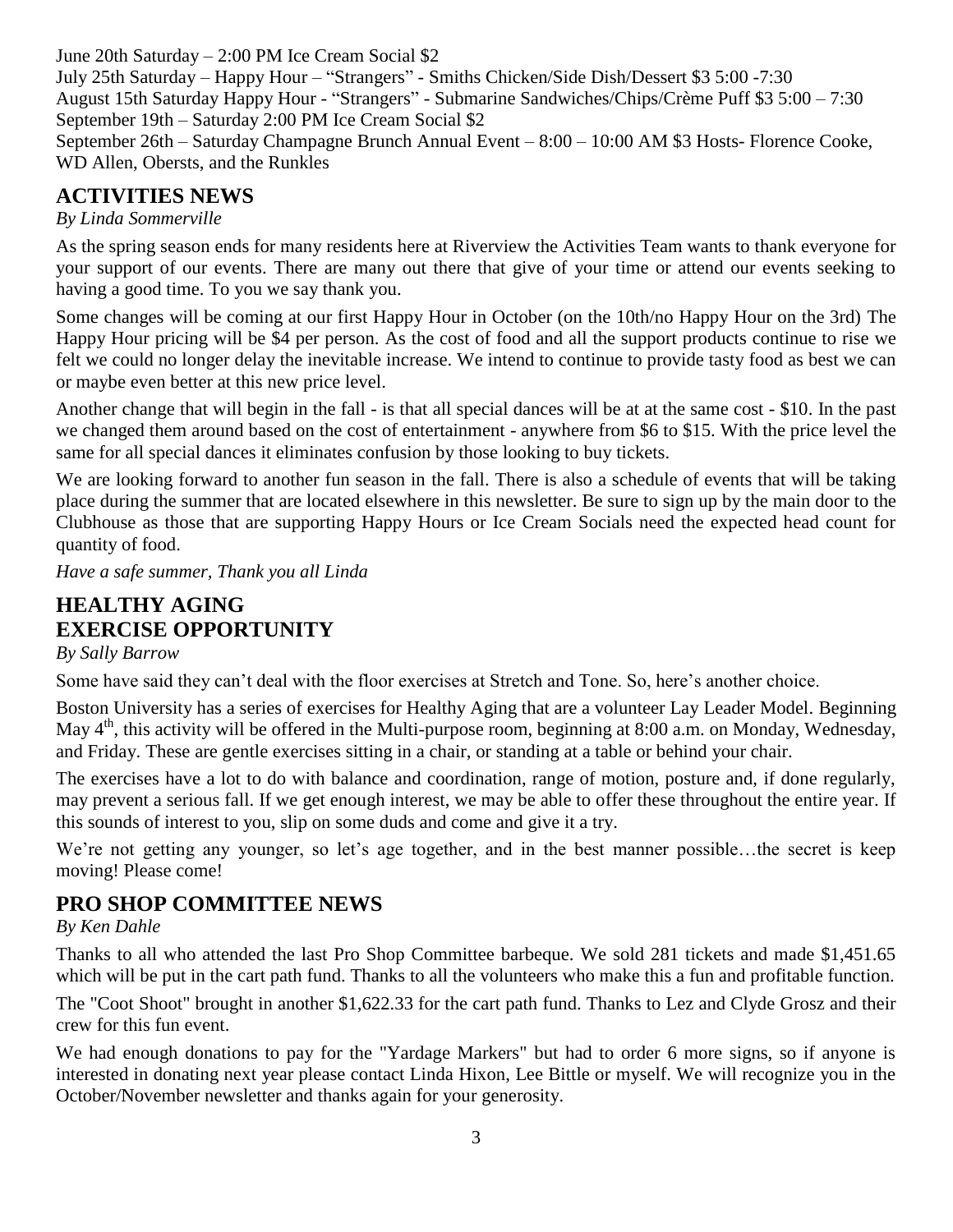June 20th Saturday – 2:00 PM Ice Cream Social $2

July 25th Saturday – Happy Hour – "Strangers" - Smiths Chicken/Side Dish/Dessert $3 5:00 -7:30

August 15th Saturday Happy Hour - "Strangers" - Submarine Sandwiches/Chips/Crème Puff $3 5:00 – 7:30

September 19th – Saturday 2:00 PM Ice Cream Social $2

September 26th – Saturday Champagne Brunch Annual Event – 8:00 – 10:00 AM $3 Hosts- Florence Cooke, WD Allen, Obersts, and the Runkles

## ACTIVITIES NEWS

*By Linda Sommerville*

As the spring season ends for many residents here at Riverview the Activities Team wants to thank everyone for your support of our events. There are many out there that give of your time or attend our events seeking to having a good time. To you we say thank you.

Some changes will be coming at our first Happy Hour in October (on the 10th/no Happy Hour on the 3rd) The Happy Hour pricing will be $4 per person. As the cost of food and all the support products continue to rise we felt we could no longer delay the inevitable increase. We intend to continue to provide tasty food as best we can or maybe even better at this new price level.

Another change that will begin in the fall - is that all special dances will be at at the same cost - $10. In the past we changed them around based on the cost of entertainment - anywhere from $6 to $15. With the price level the same for all special dances it eliminates confusion by those looking to buy tickets.

We are looking forward to another fun season in the fall. There is also a schedule of events that will be taking place during the summer that are located elsewhere in this newsletter. Be sure to sign up by the main door to the Clubhouse as those that are supporting Happy Hours or Ice Cream Socials need the expected head count for quantity of food.

*Have a safe summer, Thank you all Linda*

## HEALTHY AGING EXERCISE OPPORTUNITY

*By Sally Barrow*

Some have said they can't deal with the floor exercises at Stretch and Tone. So, here's another choice.

Boston University has a series of exercises for Healthy Aging that are a volunteer Lay Leader Model. Beginning May 4th, this activity will be offered in the Multi-purpose room, beginning at 8:00 a.m. on Monday, Wednesday, and Friday. These are gentle exercises sitting in a chair, or standing at a table or behind your chair.

The exercises have a lot to do with balance and coordination, range of motion, posture and, if done regularly, may prevent a serious fall. If we get enough interest, we may be able to offer these throughout the entire year. If this sounds of interest to you, slip on some duds and come and give it a try.

We're not getting any younger, so let's age together, and in the best manner possible…the secret is keep moving! Please come!

## PRO SHOP COMMITTEE NEWS

*By Ken Dahle*

Thanks to all who attended the last Pro Shop Committee barbeque. We sold 281 tickets and made $1,451.65 which will be put in the cart path fund. Thanks to all the volunteers who make this a fun and profitable function.

The "Coot Shoot" brought in another $1,622.33 for the cart path fund. Thanks to Lez and Clyde Grosz and their crew for this fun event.

We had enough donations to pay for the "Yardage Markers" but had to order 6 more signs, so if anyone is interested in donating next year please contact Linda Hixon, Lee Bittle or myself. We will recognize you in the October/November newsletter and thanks again for your generosity.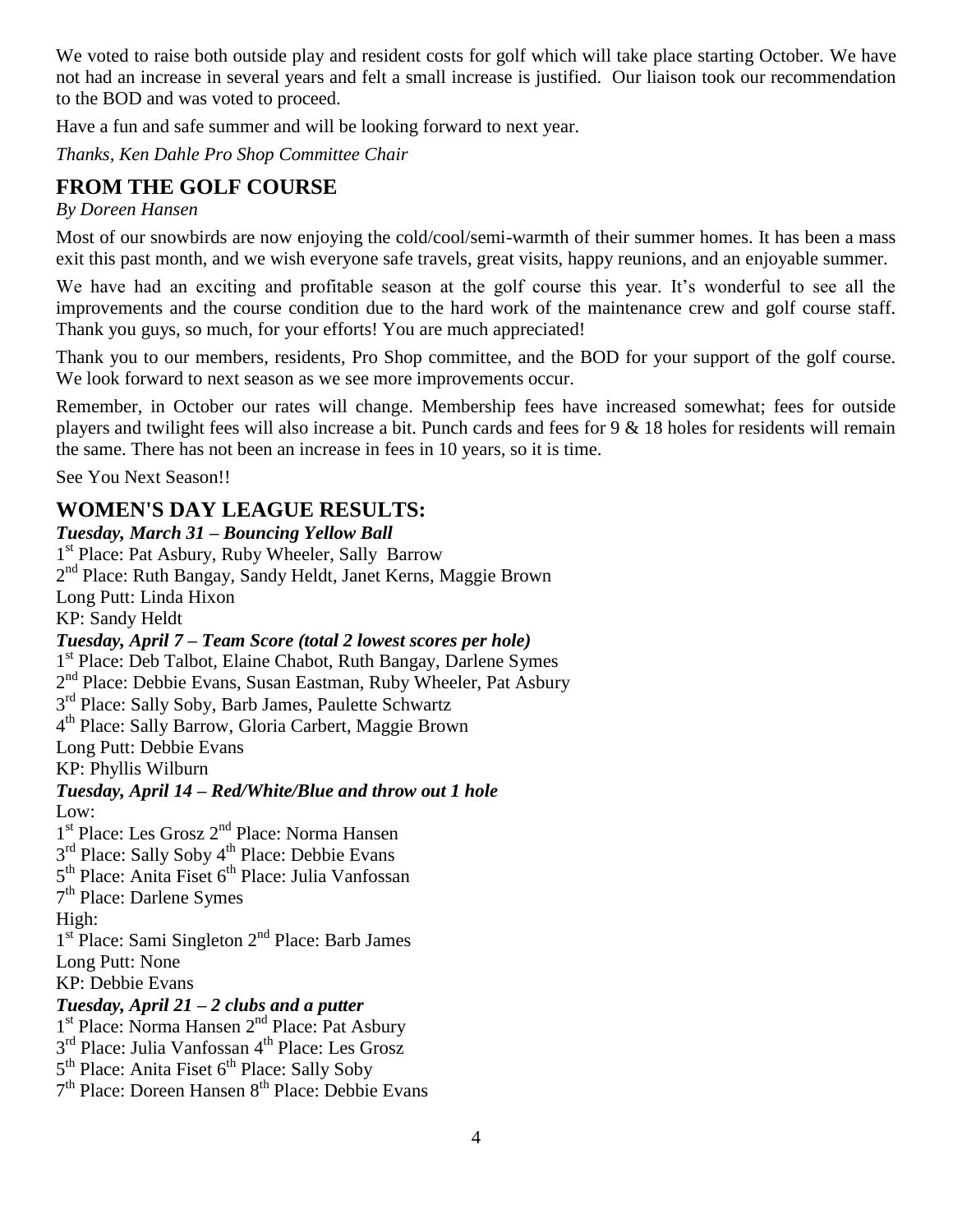We voted to raise both outside play and resident costs for golf which will take place starting October. We have not had an increase in several years and felt a small increase is justified. Our liaison took our recommendation to the BOD and was voted to proceed.

Have a fun and safe summer and will be looking forward to next year.

*Thanks, Ken Dahle Pro Shop Committee Chair*

## FROM THE GOLF COURSE

*By Doreen Hansen*

Most of our snowbirds are now enjoying the cold/cool/semi-warmth of their summer homes. It has been a mass exit this past month, and we wish everyone safe travels, great visits, happy reunions, and an enjoyable summer.

We have had an exciting and profitable season at the golf course this year. It's wonderful to see all the improvements and the course condition due to the hard work of the maintenance crew and golf course staff. Thank you guys, so much, for your efforts! You are much appreciated!

Thank you to our members, residents, Pro Shop committee, and the BOD for your support of the golf course. We look forward to next season as we see more improvements occur.

Remember, in October our rates will change. Membership fees have increased somewhat; fees for outside players and twilight fees will also increase a bit. Punch cards and fees for 9 & 18 holes for residents will remain the same. There has not been an increase in fees in 10 years, so it is time.

See You Next Season!!

## WOMEN'S DAY LEAGUE RESULTS:

***Tuesday, March 31 – Bouncing Yellow Ball***

1st Place: Pat Asbury, Ruby Wheeler, Sally Barrow
2nd Place: Ruth Bangay, Sandy Heldt, Janet Kerns, Maggie Brown
Long Putt: Linda Hixon
KP: Sandy Heldt

***Tuesday, April 7 – Team Score (total 2 lowest scores per hole)***

1st Place: Deb Talbot, Elaine Chabot, Ruth Bangay, Darlene Symes
2nd Place: Debbie Evans, Susan Eastman, Ruby Wheeler, Pat Asbury
3rd Place: Sally Soby, Barb James, Paulette Schwartz
4th Place: Sally Barrow, Gloria Carbert, Maggie Brown
Long Putt: Debbie Evans
KP: Phyllis Wilburn

***Tuesday, April 14 – Red/White/Blue and throw out 1 hole***

Low:
1st Place: Les Grosz 2nd Place: Norma Hansen
3rd Place: Sally Soby 4th Place: Debbie Evans
5th Place: Anita Fiset 6th Place: Julia Vanfossan
7th Place: Darlene Symes
High:
1st Place: Sami Singleton 2nd Place: Barb James
Long Putt: None
KP: Debbie Evans

***Tuesday, April 21 – 2 clubs and a putter***

1st Place: Norma Hansen 2nd Place: Pat Asbury
3rd Place: Julia Vanfossan 4th Place: Les Grosz
5th Place: Anita Fiset 6th Place: Sally Soby
7th Place: Doreen Hansen 8th Place: Debbie Evans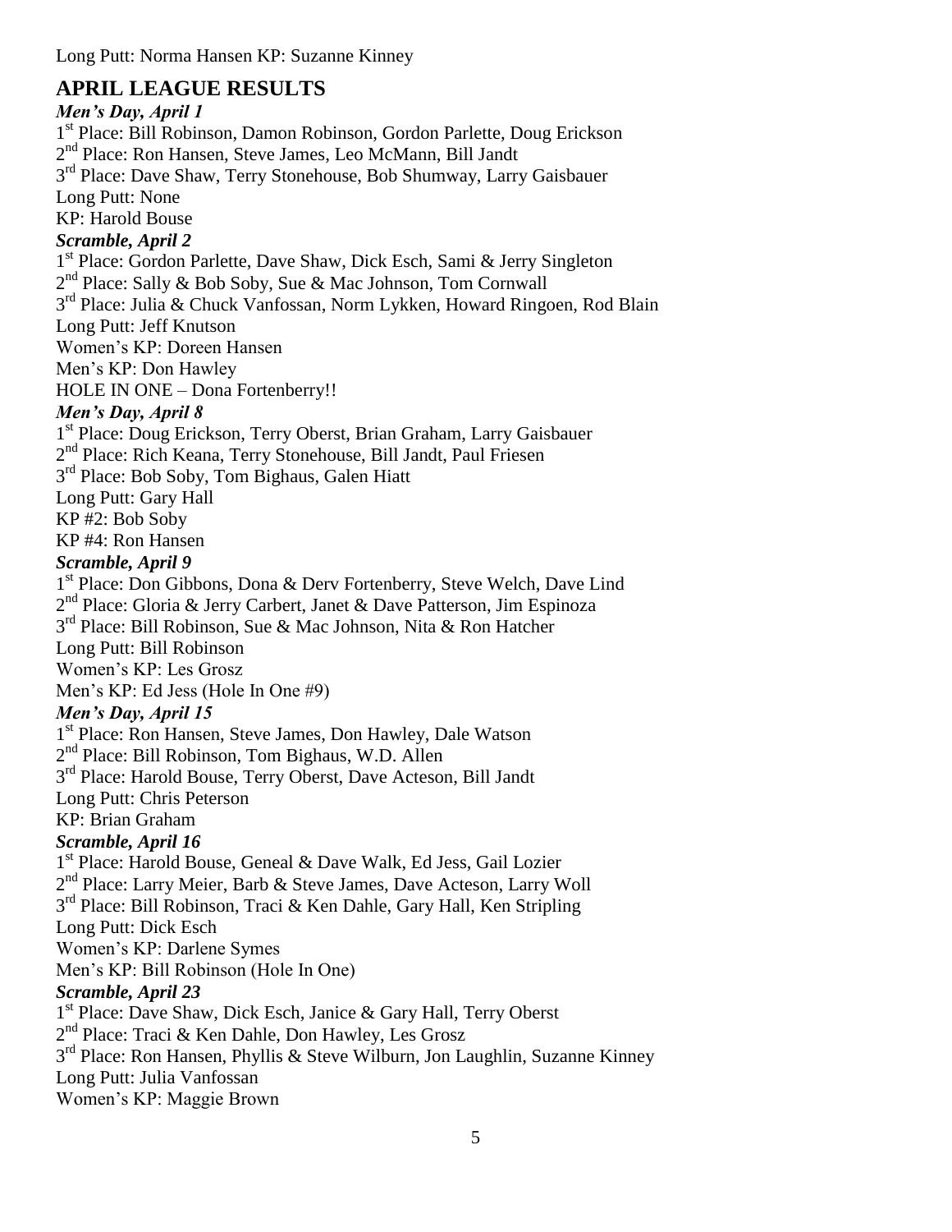Long Putt: Norma Hansen KP: Suzanne Kinney

## APRIL LEAGUE RESULTS

***Men's Day, April 1***

1st Place: Bill Robinson, Damon Robinson, Gordon Parlette, Doug Erickson
2nd Place: Ron Hansen, Steve James, Leo McMann, Bill Jandt
3rd Place: Dave Shaw, Terry Stonehouse, Bob Shumway, Larry Gaisbauer
Long Putt: None
KP: Harold Bouse

***Scramble, April 2***

1st Place: Gordon Parlette, Dave Shaw, Dick Esch, Sami & Jerry Singleton
2nd Place: Sally & Bob Soby, Sue & Mac Johnson, Tom Cornwall
3rd Place: Julia & Chuck Vanfossan, Norm Lykken, Howard Ringoen, Rod Blain
Long Putt: Jeff Knutson
Women's KP: Doreen Hansen
Men's KP: Don Hawley
HOLE IN ONE – Dona Fortenberry!!

***Men's Day, April 8***

1st Place: Doug Erickson, Terry Oberst, Brian Graham, Larry Gaisbauer
2nd Place: Rich Keana, Terry Stonehouse, Bill Jandt, Paul Friesen
3rd Place: Bob Soby, Tom Bighaus, Galen Hiatt
Long Putt: Gary Hall
KP #2: Bob Soby
KP #4: Ron Hansen

***Scramble, April 9***

1st Place: Don Gibbons, Dona & Derv Fortenberry, Steve Welch, Dave Lind
2nd Place: Gloria & Jerry Carbert, Janet & Dave Patterson, Jim Espinoza
3rd Place: Bill Robinson, Sue & Mac Johnson, Nita & Ron Hatcher
Long Putt: Bill Robinson
Women's KP: Les Grosz
Men's KP: Ed Jess (Hole In One #9)

***Men's Day, April 15***

1st Place: Ron Hansen, Steve James, Don Hawley, Dale Watson
2nd Place: Bill Robinson, Tom Bighaus, W.D. Allen
3rd Place: Harold Bouse, Terry Oberst, Dave Acteson, Bill Jandt
Long Putt: Chris Peterson
KP: Brian Graham

***Scramble, April 16***

1st Place: Harold Bouse, Geneal & Dave Walk, Ed Jess, Gail Lozier
2nd Place: Larry Meier, Barb & Steve James, Dave Acteson, Larry Woll
3rd Place: Bill Robinson, Traci & Ken Dahle, Gary Hall, Ken Stripling
Long Putt: Dick Esch
Women's KP: Darlene Symes
Men's KP: Bill Robinson (Hole In One)

***Scramble, April 23***

1st Place: Dave Shaw, Dick Esch, Janice & Gary Hall, Terry Oberst
2nd Place: Traci & Ken Dahle, Don Hawley, Les Grosz
3rd Place: Ron Hansen, Phyllis & Steve Wilburn, Jon Laughlin, Suzanne Kinney
Long Putt: Julia Vanfossan
Women's KP: Maggie Brown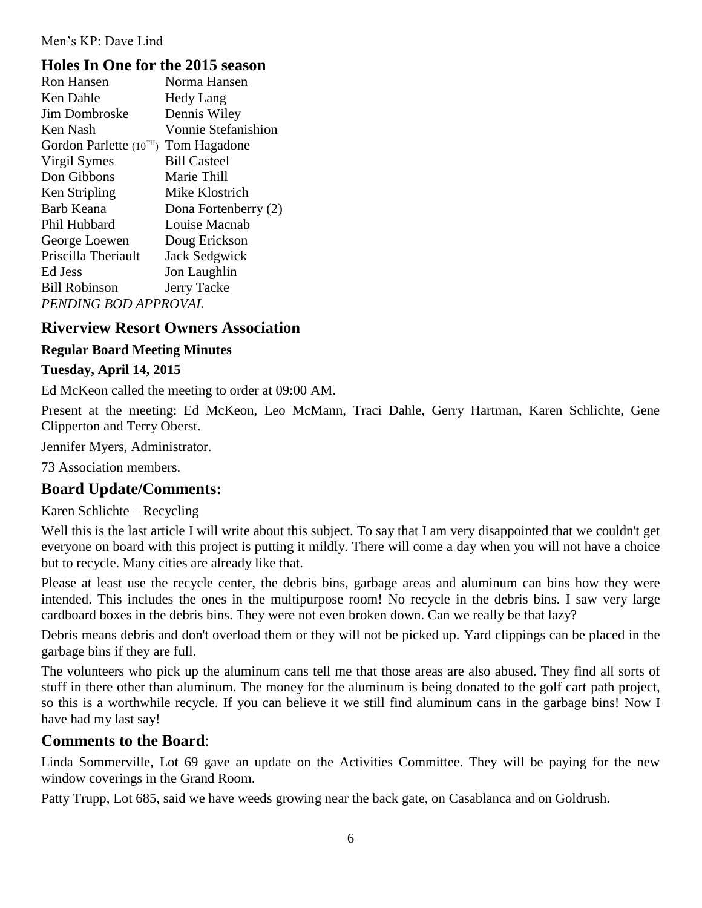Men's KP: Dave Lind

## Holes In One for the 2015 season

| | |
|---|---|
| Ron Hansen | Norma Hansen |
| Ken Dahle | Hedy Lang |
| Jim Dombroske | Dennis Wiley |
| Ken Nash | Vonnie Stefanishion |
| Gordon Parlette (10TH) | Tom Hagadone |
| Virgil Symes | Bill Casteel |
| Don Gibbons | Marie Thill |
| Ken Stripling | Mike Klostrich |
| Barb Keana | Dona Fortenberry (2) |
| Phil Hubbard | Louise Macnab |
| George Loewen | Doug Erickson |
| Priscilla Theriault | Jack Sedgwick |
| Ed Jess | Jon Laughlin |
| Bill Robinson | Jerry Tacke |

*PENDING BOD APPROVAL*

## Riverview Resort Owners Association

**Regular Board Meeting Minutes**

**Tuesday, April 14, 2015**

Ed McKeon called the meeting to order at 09:00 AM.

Present at the meeting: Ed McKeon, Leo McMann, Traci Dahle, Gerry Hartman, Karen Schlichte, Gene Clipperton and Terry Oberst.

Jennifer Myers, Administrator.

73 Association members.

## Board Update/Comments:

Karen Schlichte – Recycling

Well this is the last article I will write about this subject. To say that I am very disappointed that we couldn't get everyone on board with this project is putting it mildly. There will come a day when you will not have a choice but to recycle. Many cities are already like that.

Please at least use the recycle center, the debris bins, garbage areas and aluminum can bins how they were intended. This includes the ones in the multipurpose room! No recycle in the debris bins. I saw very large cardboard boxes in the debris bins. They were not even broken down. Can we really be that lazy?

Debris means debris and don't overload them or they will not be picked up. Yard clippings can be placed in the garbage bins if they are full.

The volunteers who pick up the aluminum cans tell me that those areas are also abused. They find all sorts of stuff in there other than aluminum. The money for the aluminum is being donated to the golf cart path project, so this is a worthwhile recycle. If you can believe it we still find aluminum cans in the garbage bins! Now I have had my last say!

## Comments to the Board:

Linda Sommerville, Lot 69 gave an update on the Activities Committee. They will be paying for the new window coverings in the Grand Room.

Patty Trupp, Lot 685, said we have weeds growing near the back gate, on Casablanca and on Goldrush.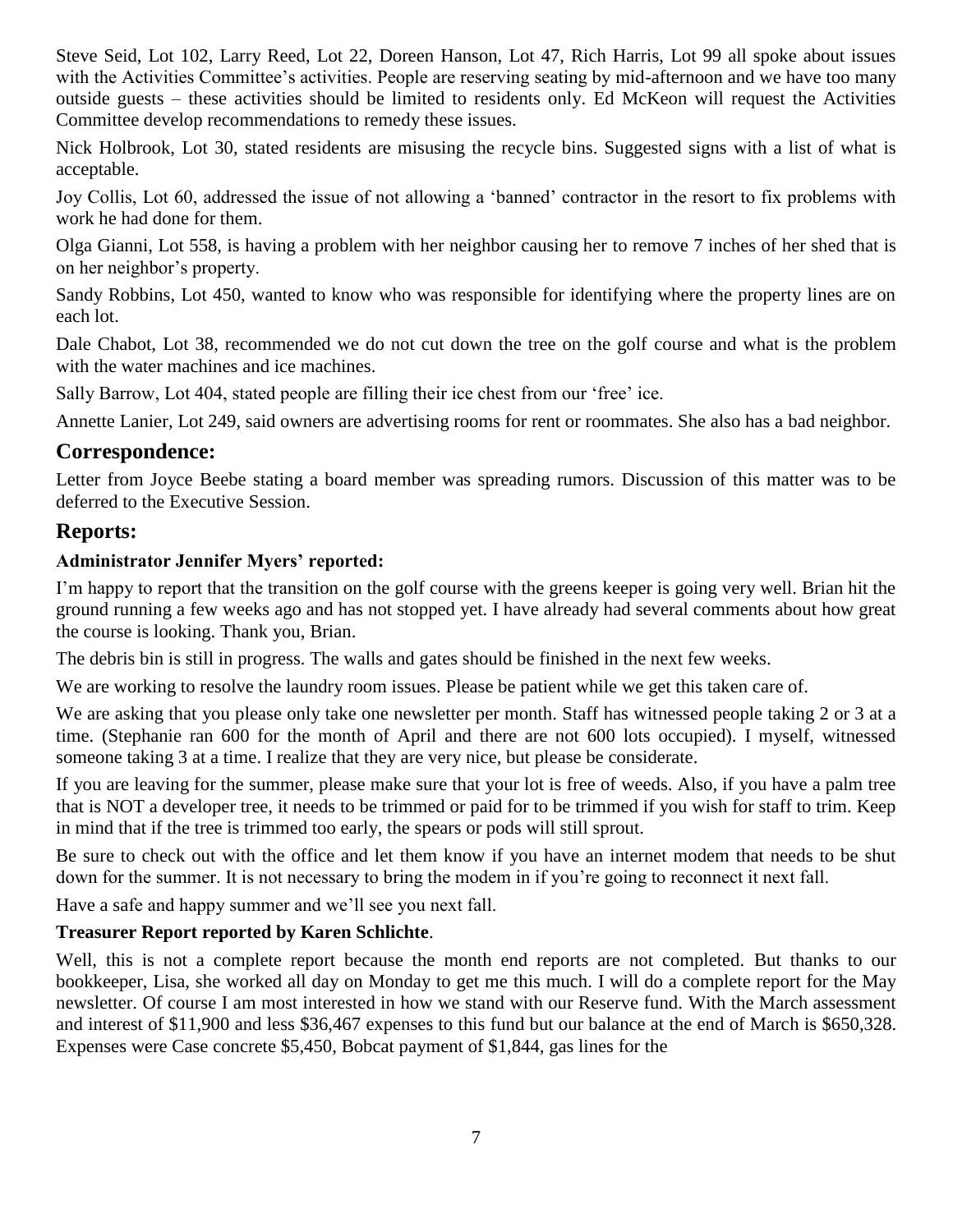Steve Seid, Lot 102, Larry Reed, Lot 22, Doreen Hanson, Lot 47, Rich Harris, Lot 99 all spoke about issues with the Activities Committee's activities. People are reserving seating by mid-afternoon and we have too many outside guests – these activities should be limited to residents only. Ed McKeon will request the Activities Committee develop recommendations to remedy these issues.

Nick Holbrook, Lot 30, stated residents are misusing the recycle bins. Suggested signs with a list of what is acceptable.

Joy Collis, Lot 60, addressed the issue of not allowing a 'banned' contractor in the resort to fix problems with work he had done for them.

Olga Gianni, Lot 558, is having a problem with her neighbor causing her to remove 7 inches of her shed that is on her neighbor's property.

Sandy Robbins, Lot 450, wanted to know who was responsible for identifying where the property lines are on each lot.

Dale Chabot, Lot 38, recommended we do not cut down the tree on the golf course and what is the problem with the water machines and ice machines.

Sally Barrow, Lot 404, stated people are filling their ice chest from our 'free' ice.

Annette Lanier, Lot 249, said owners are advertising rooms for rent or roommates. She also has a bad neighbor.

## Correspondence:

Letter from Joyce Beebe stating a board member was spreading rumors. Discussion of this matter was to be deferred to the Executive Session.

## Reports:

**Administrator Jennifer Myers' reported:**

I'm happy to report that the transition on the golf course with the greens keeper is going very well. Brian hit the ground running a few weeks ago and has not stopped yet. I have already had several comments about how great the course is looking. Thank you, Brian.

The debris bin is still in progress. The walls and gates should be finished in the next few weeks.

We are working to resolve the laundry room issues. Please be patient while we get this taken care of.

We are asking that you please only take one newsletter per month. Staff has witnessed people taking 2 or 3 at a time. (Stephanie ran 600 for the month of April and there are not 600 lots occupied). I myself, witnessed someone taking 3 at a time. I realize that they are very nice, but please be considerate.

If you are leaving for the summer, please make sure that your lot is free of weeds. Also, if you have a palm tree that is NOT a developer tree, it needs to be trimmed or paid for to be trimmed if you wish for staff to trim. Keep in mind that if the tree is trimmed too early, the spears or pods will still sprout.

Be sure to check out with the office and let them know if you have an internet modem that needs to be shut down for the summer. It is not necessary to bring the modem in if you're going to reconnect it next fall.

Have a safe and happy summer and we'll see you next fall.

**Treasurer Report reported by Karen Schlichte**.

Well, this is not a complete report because the month end reports are not completed. But thanks to our bookkeeper, Lisa, she worked all day on Monday to get me this much. I will do a complete report for the May newsletter. Of course I am most interested in how we stand with our Reserve fund. With the March assessment and interest of $11,900 and less $36,467 expenses to this fund but our balance at the end of March is $650,328. Expenses were Case concrete $5,450, Bobcat payment of $1,844, gas lines for the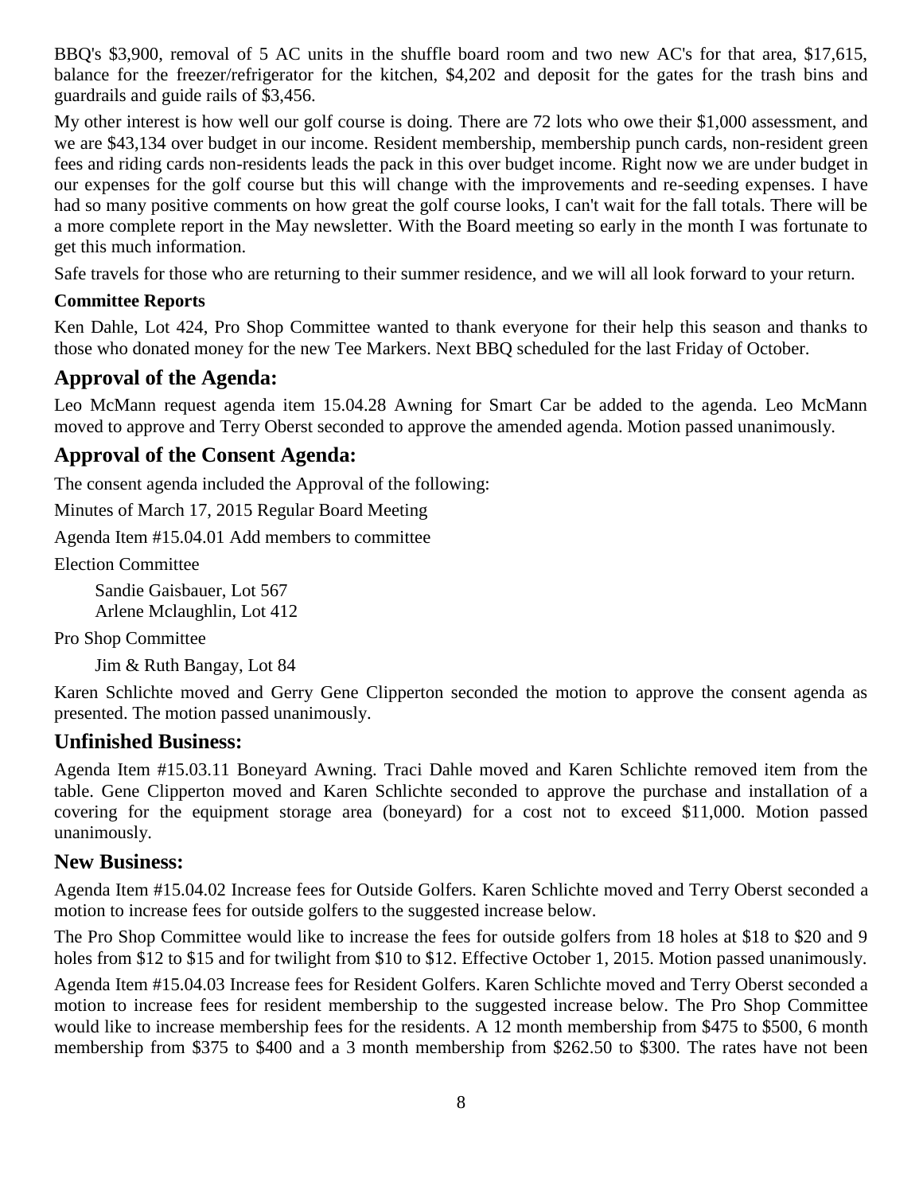BBQ's $3,900, removal of 5 AC units in the shuffle board room and two new AC's for that area, $17,615, balance for the freezer/refrigerator for the kitchen, $4,202 and deposit for the gates for the trash bins and guardrails and guide rails of $3,456.

My other interest is how well our golf course is doing. There are 72 lots who owe their $1,000 assessment, and we are $43,134 over budget in our income. Resident membership, membership punch cards, non-resident green fees and riding cards non-residents leads the pack in this over budget income. Right now we are under budget in our expenses for the golf course but this will change with the improvements and re-seeding expenses. I have had so many positive comments on how great the golf course looks, I can't wait for the fall totals. There will be a more complete report in the May newsletter. With the Board meeting so early in the month I was fortunate to get this much information.

Safe travels for those who are returning to their summer residence, and we will all look forward to your return.

**Committee Reports**

Ken Dahle, Lot 424, Pro Shop Committee wanted to thank everyone for their help this season and thanks to those who donated money for the new Tee Markers. Next BBQ scheduled for the last Friday of October.

## Approval of the Agenda:

Leo McMann request agenda item 15.04.28 Awning for Smart Car be added to the agenda. Leo McMann moved to approve and Terry Oberst seconded to approve the amended agenda. Motion passed unanimously.

## Approval of the Consent Agenda:

The consent agenda included the Approval of the following:

Minutes of March 17, 2015 Regular Board Meeting

Agenda Item #15.04.01 Add members to committee

Election Committee

Sandie Gaisbauer, Lot 567
Arlene Mclaughlin, Lot 412

Pro Shop Committee

Jim & Ruth Bangay, Lot 84

Karen Schlichte moved and Gerry Gene Clipperton seconded the motion to approve the consent agenda as presented. The motion passed unanimously.

## Unfinished Business:

Agenda Item #15.03.11 Boneyard Awning. Traci Dahle moved and Karen Schlichte removed item from the table. Gene Clipperton moved and Karen Schlichte seconded to approve the purchase and installation of a covering for the equipment storage area (boneyard) for a cost not to exceed $11,000. Motion passed unanimously.

## New Business:

Agenda Item #15.04.02 Increase fees for Outside Golfers. Karen Schlichte moved and Terry Oberst seconded a motion to increase fees for outside golfers to the suggested increase below.

The Pro Shop Committee would like to increase the fees for outside golfers from 18 holes at $18 to $20 and 9 holes from $12 to $15 and for twilight from $10 to $12. Effective October 1, 2015. Motion passed unanimously.

Agenda Item #15.04.03 Increase fees for Resident Golfers. Karen Schlichte moved and Terry Oberst seconded a motion to increase fees for resident membership to the suggested increase below. The Pro Shop Committee would like to increase membership fees for the residents. A 12 month membership from $475 to $500, 6 month membership from $375 to $400 and a 3 month membership from $262.50 to $300. The rates have not been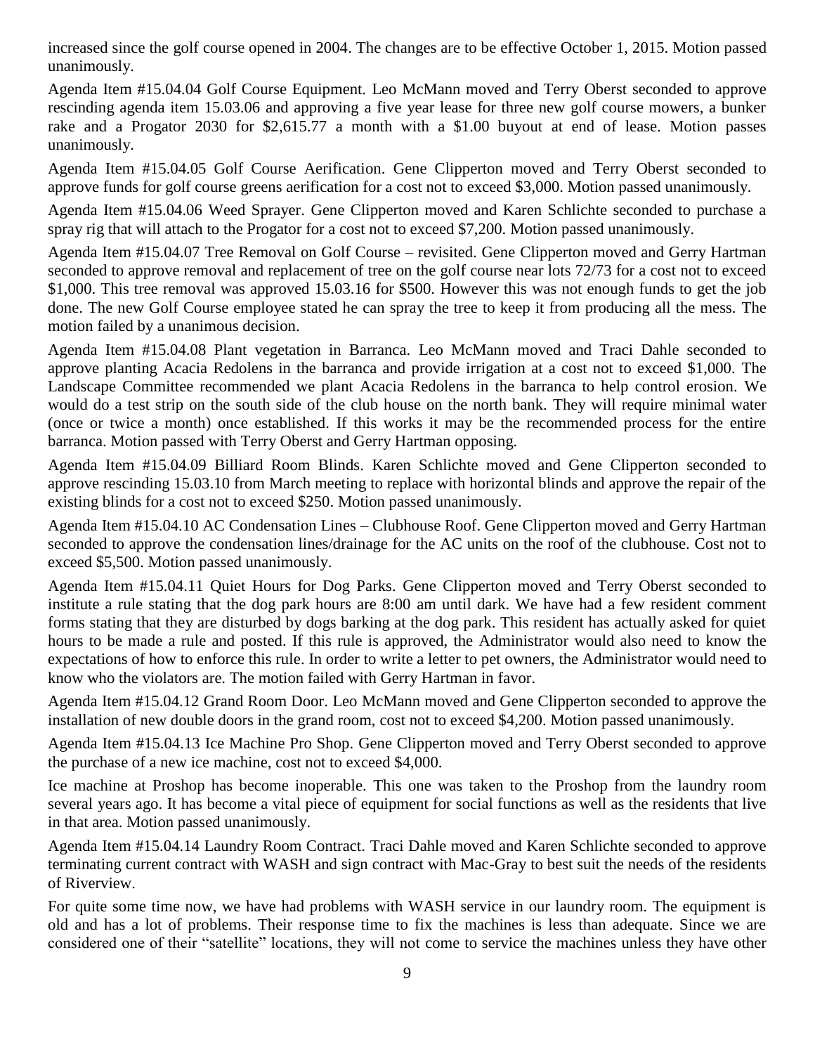increased since the golf course opened in 2004. The changes are to be effective October 1, 2015. Motion passed unanimously.

Agenda Item #15.04.04 Golf Course Equipment. Leo McMann moved and Terry Oberst seconded to approve rescinding agenda item 15.03.06 and approving a five year lease for three new golf course mowers, a bunker rake and a Progator 2030 for $2,615.77 a month with a $1.00 buyout at end of lease. Motion passes unanimously.

Agenda Item #15.04.05 Golf Course Aerification. Gene Clipperton moved and Terry Oberst seconded to approve funds for golf course greens aerification for a cost not to exceed $3,000. Motion passed unanimously.

Agenda Item #15.04.06 Weed Sprayer. Gene Clipperton moved and Karen Schlichte seconded to purchase a spray rig that will attach to the Progator for a cost not to exceed $7,200. Motion passed unanimously.

Agenda Item #15.04.07 Tree Removal on Golf Course – revisited. Gene Clipperton moved and Gerry Hartman seconded to approve removal and replacement of tree on the golf course near lots 72/73 for a cost not to exceed $1,000. This tree removal was approved 15.03.16 for $500. However this was not enough funds to get the job done. The new Golf Course employee stated he can spray the tree to keep it from producing all the mess. The motion failed by a unanimous decision.

Agenda Item #15.04.08 Plant vegetation in Barranca. Leo McMann moved and Traci Dahle seconded to approve planting Acacia Redolens in the barranca and provide irrigation at a cost not to exceed $1,000. The Landscape Committee recommended we plant Acacia Redolens in the barranca to help control erosion. We would do a test strip on the south side of the club house on the north bank. They will require minimal water (once or twice a month) once established. If this works it may be the recommended process for the entire barranca. Motion passed with Terry Oberst and Gerry Hartman opposing.

Agenda Item #15.04.09 Billiard Room Blinds. Karen Schlichte moved and Gene Clipperton seconded to approve rescinding 15.03.10 from March meeting to replace with horizontal blinds and approve the repair of the existing blinds for a cost not to exceed $250. Motion passed unanimously.

Agenda Item #15.04.10 AC Condensation Lines – Clubhouse Roof. Gene Clipperton moved and Gerry Hartman seconded to approve the condensation lines/drainage for the AC units on the roof of the clubhouse. Cost not to exceed $5,500. Motion passed unanimously.

Agenda Item #15.04.11 Quiet Hours for Dog Parks. Gene Clipperton moved and Terry Oberst seconded to institute a rule stating that the dog park hours are 8:00 am until dark. We have had a few resident comment forms stating that they are disturbed by dogs barking at the dog park. This resident has actually asked for quiet hours to be made a rule and posted. If this rule is approved, the Administrator would also need to know the expectations of how to enforce this rule. In order to write a letter to pet owners, the Administrator would need to know who the violators are. The motion failed with Gerry Hartman in favor.

Agenda Item #15.04.12 Grand Room Door. Leo McMann moved and Gene Clipperton seconded to approve the installation of new double doors in the grand room, cost not to exceed $4,200. Motion passed unanimously.

Agenda Item #15.04.13 Ice Machine Pro Shop. Gene Clipperton moved and Terry Oberst seconded to approve the purchase of a new ice machine, cost not to exceed $4,000.

Ice machine at Proshop has become inoperable. This one was taken to the Proshop from the laundry room several years ago. It has become a vital piece of equipment for social functions as well as the residents that live in that area. Motion passed unanimously.

Agenda Item #15.04.14 Laundry Room Contract. Traci Dahle moved and Karen Schlichte seconded to approve terminating current contract with WASH and sign contract with Mac-Gray to best suit the needs of the residents of Riverview.

For quite some time now, we have had problems with WASH service in our laundry room. The equipment is old and has a lot of problems. Their response time to fix the machines is less than adequate. Since we are considered one of their "satellite" locations, they will not come to service the machines unless they have other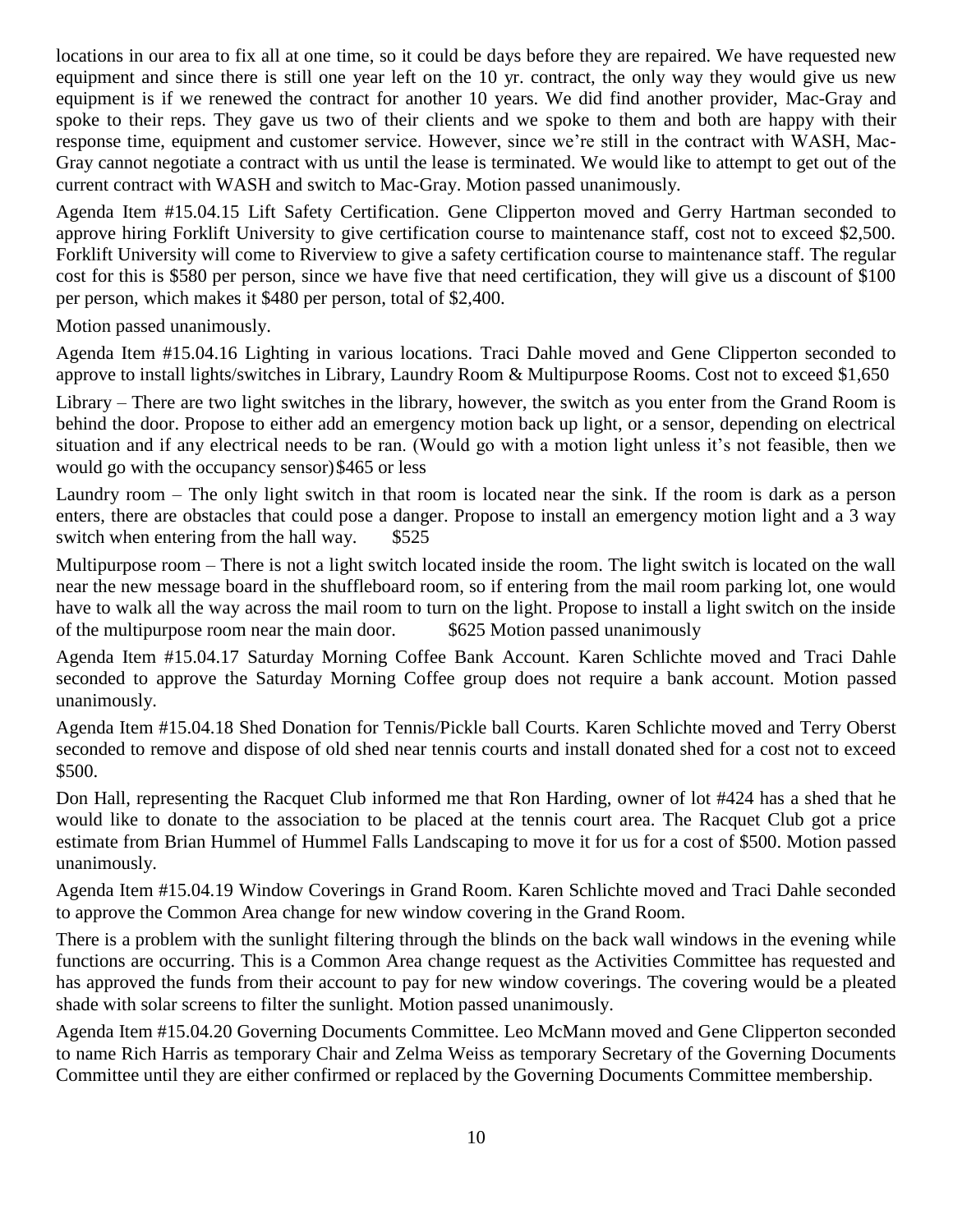locations in our area to fix all at one time, so it could be days before they are repaired. We have requested new equipment and since there is still one year left on the 10 yr. contract, the only way they would give us new equipment is if we renewed the contract for another 10 years. We did find another provider, Mac-Gray and spoke to their reps. They gave us two of their clients and we spoke to them and both are happy with their response time, equipment and customer service. However, since we're still in the contract with WASH, Mac-Gray cannot negotiate a contract with us until the lease is terminated. We would like to attempt to get out of the current contract with WASH and switch to Mac-Gray. Motion passed unanimously.

Agenda Item #15.04.15 Lift Safety Certification. Gene Clipperton moved and Gerry Hartman seconded to approve hiring Forklift University to give certification course to maintenance staff, cost not to exceed $2,500. Forklift University will come to Riverview to give a safety certification course to maintenance staff. The regular cost for this is $580 per person, since we have five that need certification, they will give us a discount of $100 per person, which makes it $480 per person, total of $2,400.

Motion passed unanimously.

Agenda Item #15.04.16 Lighting in various locations. Traci Dahle moved and Gene Clipperton seconded to approve to install lights/switches in Library, Laundry Room & Multipurpose Rooms. Cost not to exceed $1,650

Library – There are two light switches in the library, however, the switch as you enter from the Grand Room is behind the door. Propose to either add an emergency motion back up light, or a sensor, depending on electrical situation and if any electrical needs to be ran. (Would go with a motion light unless it's not feasible, then we would go with the occupancy sensor) $465 or less

Laundry room – The only light switch in that room is located near the sink. If the room is dark as a person enters, there are obstacles that could pose a danger. Propose to install an emergency motion light and a 3 way switch when entering from the hall way. $525

Multipurpose room – There is not a light switch located inside the room. The light switch is located on the wall near the new message board in the shuffleboard room, so if entering from the mail room parking lot, one would have to walk all the way across the mail room to turn on the light. Propose to install a light switch on the inside of the multipurpose room near the main door. $625 Motion passed unanimously

Agenda Item #15.04.17 Saturday Morning Coffee Bank Account. Karen Schlichte moved and Traci Dahle seconded to approve the Saturday Morning Coffee group does not require a bank account. Motion passed unanimously.

Agenda Item #15.04.18 Shed Donation for Tennis/Pickle ball Courts. Karen Schlichte moved and Terry Oberst seconded to remove and dispose of old shed near tennis courts and install donated shed for a cost not to exceed $500.

Don Hall, representing the Racquet Club informed me that Ron Harding, owner of lot #424 has a shed that he would like to donate to the association to be placed at the tennis court area. The Racquet Club got a price estimate from Brian Hummel of Hummel Falls Landscaping to move it for us for a cost of $500. Motion passed unanimously.

Agenda Item #15.04.19 Window Coverings in Grand Room. Karen Schlichte moved and Traci Dahle seconded to approve the Common Area change for new window covering in the Grand Room.

There is a problem with the sunlight filtering through the blinds on the back wall windows in the evening while functions are occurring. This is a Common Area change request as the Activities Committee has requested and has approved the funds from their account to pay for new window coverings. The covering would be a pleated shade with solar screens to filter the sunlight. Motion passed unanimously.

Agenda Item #15.04.20 Governing Documents Committee. Leo McMann moved and Gene Clipperton seconded to name Rich Harris as temporary Chair and Zelma Weiss as temporary Secretary of the Governing Documents Committee until they are either confirmed or replaced by the Governing Documents Committee membership.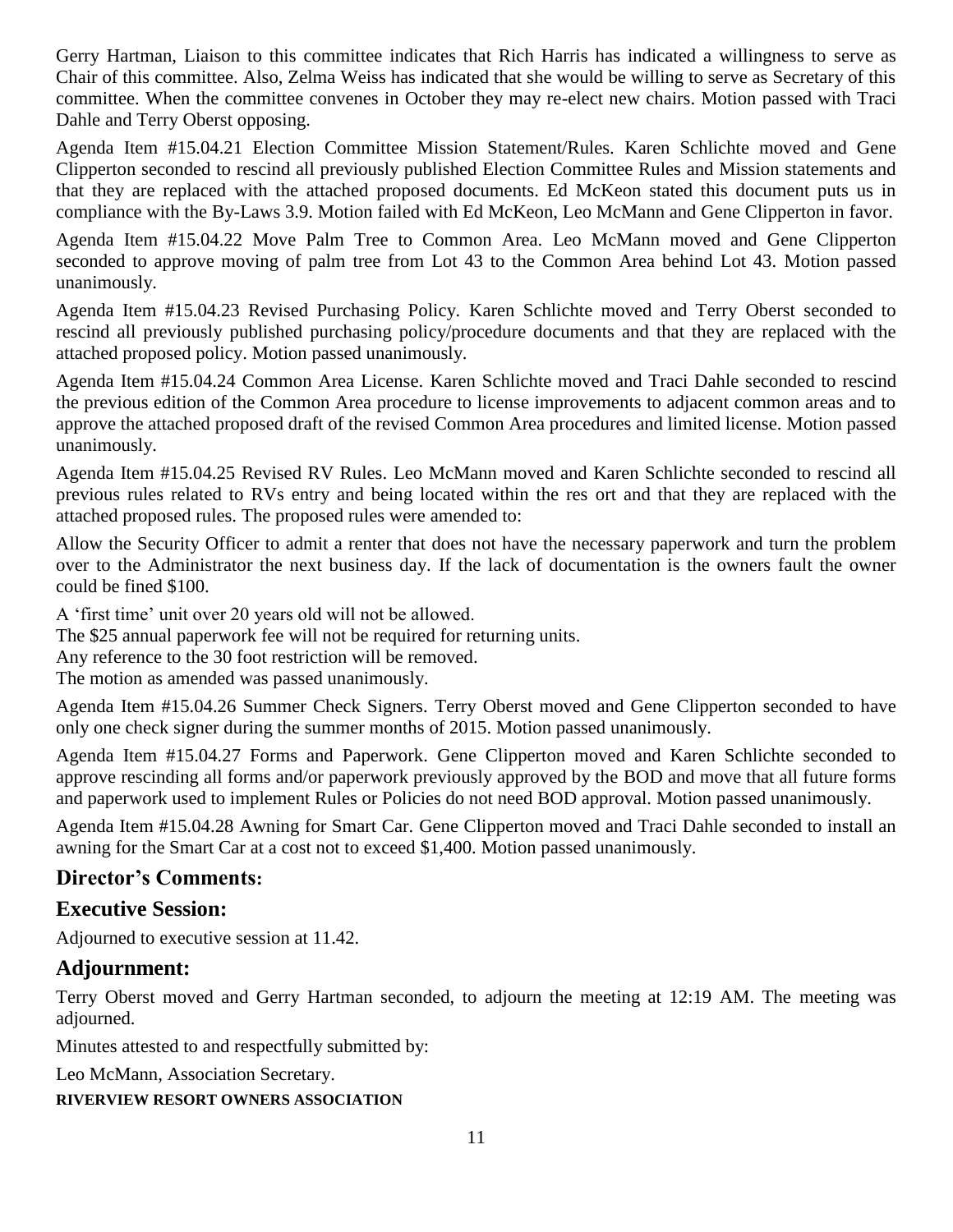Gerry Hartman, Liaison to this committee indicates that Rich Harris has indicated a willingness to serve as Chair of this committee. Also, Zelma Weiss has indicated that she would be willing to serve as Secretary of this committee. When the committee convenes in October they may re-elect new chairs. Motion passed with Traci Dahle and Terry Oberst opposing.

Agenda Item #15.04.21 Election Committee Mission Statement/Rules. Karen Schlichte moved and Gene Clipperton seconded to rescind all previously published Election Committee Rules and Mission statements and that they are replaced with the attached proposed documents. Ed McKeon stated this document puts us in compliance with the By-Laws 3.9. Motion failed with Ed McKeon, Leo McMann and Gene Clipperton in favor.

Agenda Item #15.04.22 Move Palm Tree to Common Area. Leo McMann moved and Gene Clipperton seconded to approve moving of palm tree from Lot 43 to the Common Area behind Lot 43. Motion passed unanimously.

Agenda Item #15.04.23 Revised Purchasing Policy. Karen Schlichte moved and Terry Oberst seconded to rescind all previously published purchasing policy/procedure documents and that they are replaced with the attached proposed policy. Motion passed unanimously.

Agenda Item #15.04.24 Common Area License. Karen Schlichte moved and Traci Dahle seconded to rescind the previous edition of the Common Area procedure to license improvements to adjacent common areas and to approve the attached proposed draft of the revised Common Area procedures and limited license. Motion passed unanimously.

Agenda Item #15.04.25 Revised RV Rules. Leo McMann moved and Karen Schlichte seconded to rescind all previous rules related to RVs entry and being located within the res ort and that they are replaced with the attached proposed rules. The proposed rules were amended to:

Allow the Security Officer to admit a renter that does not have the necessary paperwork and turn the problem over to the Administrator the next business day. If the lack of documentation is the owners fault the owner could be fined $100.

A 'first time' unit over 20 years old will not be allowed.

The $25 annual paperwork fee will not be required for returning units.

Any reference to the 30 foot restriction will be removed.

The motion as amended was passed unanimously.

Agenda Item #15.04.26 Summer Check Signers. Terry Oberst moved and Gene Clipperton seconded to have only one check signer during the summer months of 2015. Motion passed unanimously.

Agenda Item #15.04.27 Forms and Paperwork. Gene Clipperton moved and Karen Schlichte seconded to approve rescinding all forms and/or paperwork previously approved by the BOD and move that all future forms and paperwork used to implement Rules or Policies do not need BOD approval. Motion passed unanimously.

Agenda Item #15.04.28 Awning for Smart Car. Gene Clipperton moved and Traci Dahle seconded to install an awning for the Smart Car at a cost not to exceed $1,400. Motion passed unanimously.

## Director's Comments:

## Executive Session:

Adjourned to executive session at 11.42.

## Adjournment:

Terry Oberst moved and Gerry Hartman seconded, to adjourn the meeting at 12:19 AM. The meeting was adjourned.

Minutes attested to and respectfully submitted by:

Leo McMann, Association Secretary.

**RIVERVIEW RESORT OWNERS ASSOCIATION**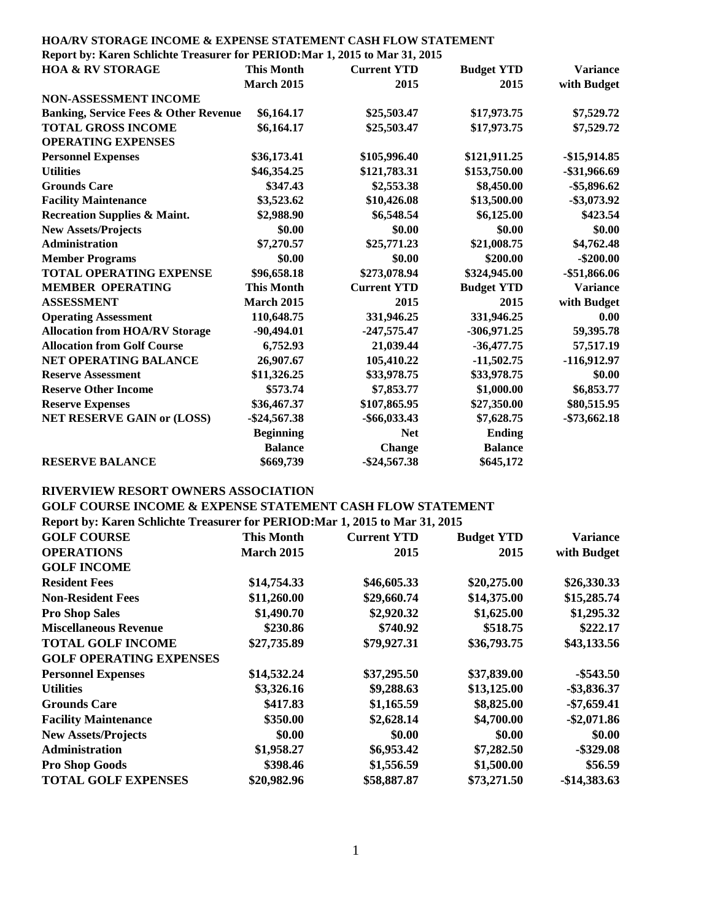**HOA/RV STORAGE INCOME & EXPENSE STATEMENT CASH FLOW STATEMENT**

**Report by: Karen Schlichte Treasurer for PERIOD:Mar 1, 2015 to Mar 31, 2015**

| **HOA & RV STORAGE** | **This Month March 2015** | **Current YTD 2015** | **Budget YTD 2015** | **Variance with Budget** |
|---|---|---|---|---|
| **NON-ASSESSMENT INCOME** | | | | |
| **Banking, Service Fees & Other Revenue** | **$6,164.17** | **$25,503.47** | **$17,973.75** | **$7,529.72** |
| **TOTAL GROSS INCOME** | **$6,164.17** | **$25,503.47** | **$17,973.75** | **$7,529.72** |
| **OPERATING EXPENSES** | | | | |
| **Personnel Expenses** | **$36,173.41** | **$105,996.40** | **$121,911.25** | **-$15,914.85** |
| **Utilities** | **$46,354.25** | **$121,783.31** | **$153,750.00** | **-$31,966.69** |
| **Grounds Care** | **$347.43** | **$2,553.38** | **$8,450.00** | **-$5,896.62** |
| **Facility Maintenance** | **$3,523.62** | **$10,426.08** | **$13,500.00** | **-$3,073.92** |
| **Recreation Supplies & Maint.** | **$2,988.90** | **$6,548.54** | **$6,125.00** | **$423.54** |
| **New Assets/Projects** | **$0.00** | **$0.00** | **$0.00** | **$0.00** |
| **Administration** | **$7,270.57** | **$25,771.23** | **$21,008.75** | **$4,762.48** |
| **Member Programs** | **$0.00** | **$0.00** | **$200.00** | **-$200.00** |
| **TOTAL OPERATING EXPENSE** | **$96,658.18** | **$273,078.94** | **$324,945.00** | **-$51,866.06** |
| **MEMBER OPERATING ASSESSMENT** | **This Month March 2015** | **Current YTD 2015** | **Budget YTD 2015** | **Variance with Budget** |
| **Operating Assessment** | **110,648.75** | **331,946.25** | **331,946.25** | **0.00** |
| **Allocation from HOA/RV Storage** | **-90,494.01** | **-247,575.47** | **-306,971.25** | **59,395.78** |
| **Allocation from Golf Course** | **6,752.93** | **21,039.44** | **-36,477.75** | **57,517.19** |
| **NET OPERATING BALANCE** | **26,907.67** | **105,410.22** | **-11,502.75** | **-116,912.97** |
| **Reserve Assessment** | **$11,326.25** | **$33,978.75** | **$33,978.75** | **$0.00** |
| **Reserve Other Income** | **$573.74** | **$7,853.77** | **$1,000.00** | **$6,853.77** |
| **Reserve Expenses** | **$36,467.37** | **$107,865.95** | **$27,350.00** | **$80,515.95** |
| **NET RESERVE GAIN or (LOSS)** | **-$24,567.38** | **-$66,033.43** | **$7,628.75** | **-$73,662.18** |
| | **Beginning Balance** | **Net Change** | **Ending Balance** | |
| **RESERVE BALANCE** | **$669,739** | **-$24,567.38** | **$645,172** | |

**RIVERVIEW RESORT OWNERS ASSOCIATION**

**GOLF COURSE INCOME & EXPENSE STATEMENT CASH FLOW STATEMENT**

**Report by: Karen Schlichte Treasurer for PERIOD:Mar 1, 2015 to Mar 31, 2015**

| **GOLF COURSE OPERATIONS** | **This Month March 2015** | **Current YTD 2015** | **Budget YTD 2015** | **Variance with Budget** |
|---|---|---|---|---|
| **GOLF INCOME** | | | | |
| **Resident Fees** | **$14,754.33** | **$46,605.33** | **$20,275.00** | **$26,330.33** |
| **Non-Resident Fees** | **$11,260.00** | **$29,660.74** | **$14,375.00** | **$15,285.74** |
| **Pro Shop Sales** | **$1,490.70** | **$2,920.32** | **$1,625.00** | **$1,295.32** |
| **Miscellaneous Revenue** | **$230.86** | **$740.92** | **$518.75** | **$222.17** |
| **TOTAL GOLF INCOME** | **$27,735.89** | **$79,927.31** | **$36,793.75** | **$43,133.56** |
| **GOLF OPERATING EXPENSES** | | | | |
| **Personnel Expenses** | **$14,532.24** | **$37,295.50** | **$37,839.00** | **-$543.50** |
| **Utilities** | **$3,326.16** | **$9,288.63** | **$13,125.00** | **-$3,836.37** |
| **Grounds Care** | **$417.83** | **$1,165.59** | **$8,825.00** | **-$7,659.41** |
| **Facility Maintenance** | **$350.00** | **$2,628.14** | **$4,700.00** | **-$2,071.86** |
| **New Assets/Projects** | **$0.00** | **$0.00** | **$0.00** | **$0.00** |
| **Administration** | **$1,958.27** | **$6,953.42** | **$7,282.50** | **-$329.08** |
| **Pro Shop Goods** | **$398.46** | **$1,556.59** | **$1,500.00** | **$56.59** |
| **TOTAL GOLF EXPENSES** | **$20,982.96** | **$58,887.87** | **$73,271.50** | **-$14,383.63** |